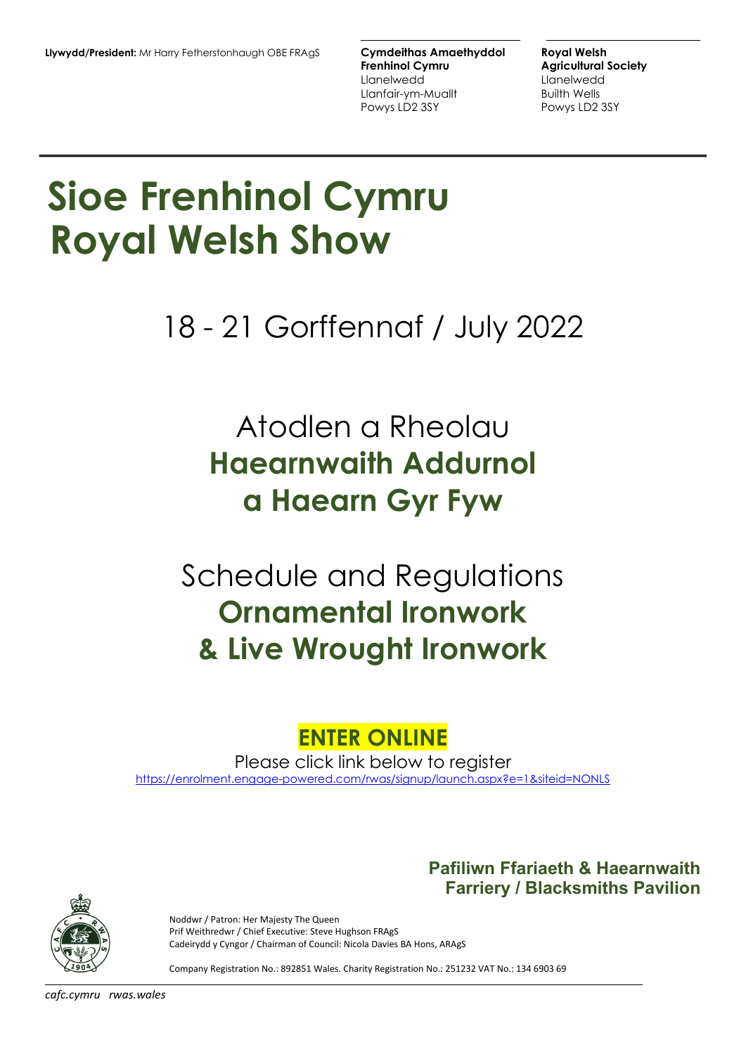**Llywydd/President:** Mr Harry Fetherstonhaugh OBE FRAgS

**Cymdeithas Amaethyddol Frenhinol Cymru**
Llanelwedd
Llanfair-ym-Muallt
Powys LD2 3SY

**Royal Welsh Agricultural Society**
Llanelwedd
Builth Wells
Powys LD2 3SY

# Sioe Frenhinol Cymru
# Royal Welsh Show

## 18 - 21 Gorffennaf / July 2022

## Atodlen a Rheolau
## **Haearnwaith Addurnol a Haearn Gyr Fyw**

## Schedule and Regulations
## **Ornamental Ironwork & Live Wrought Ironwork**

**ENTER ONLINE**

Please click link below to register
https://enrolment.engage-powered.com/rwas/signup/launch.aspx?e=1&siteid=NONLS

**Pafiliwn Ffariaeth & Haearnwaith**
**Farriery / Blacksmiths Pavilion**

Noddwr / Patron: Her Majesty The Queen
Prif Weithredwr / Chief Executive: Steve Hughson FRAgS
Cadeirydd y Cyngor / Chairman of Council: Nicola Davies BA Hons, ARAgS

Company Registration No.: 892851 Wales. Charity Registration No.: 251232 VAT No.: 134 6903 69

*cafc.cymru rwas.wales*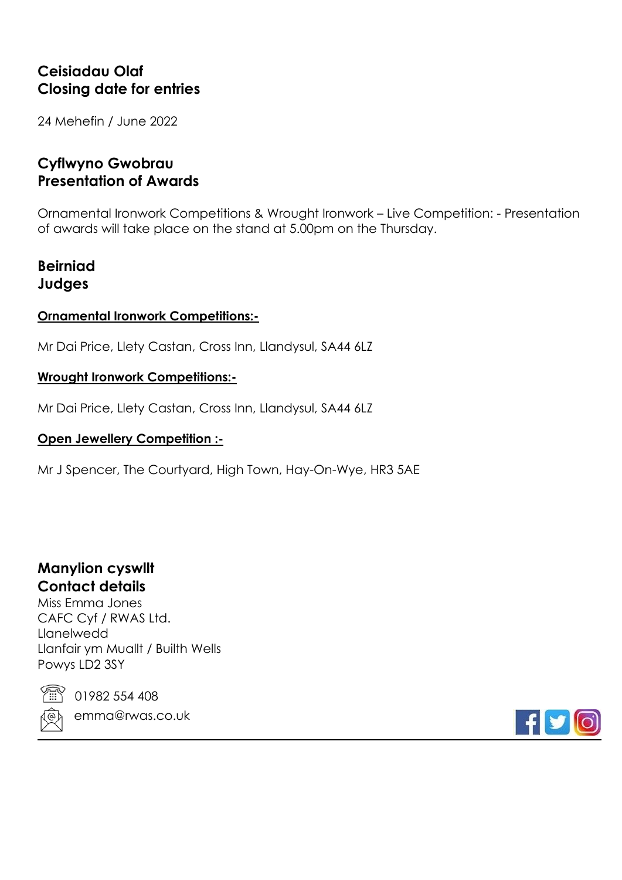## Ceisiadau Olaf
## Closing date for entries

24 Mehefin / June 2022

## Cyflwyno Gwobrau
## Presentation of Awards

Ornamental Ironwork Competitions & Wrought Ironwork – Live Competition: - Presentation of awards will take place on the stand at 5.00pm on the Thursday.

## Beirniad
## Judges

**Ornamental Ironwork Competitions:-**

Mr Dai Price, Llety Castan, Cross Inn, Llandysul, SA44 6LZ

**Wrought Ironwork Competitions:-**

Mr Dai Price, Llety Castan, Cross Inn, Llandysul, SA44 6LZ

**Open Jewellery Competition :-**

Mr J Spencer, The Courtyard, High Town, Hay-On-Wye, HR3 5AE

## Manylion cyswllt
## Contact details

Miss Emma Jones
CAFC Cyf / RWAS Ltd.
Llanelwedd
Llanfair ym Muallt / Builth Wells
Powys LD2 3SY

01982 554 408
emma@rwas.co.uk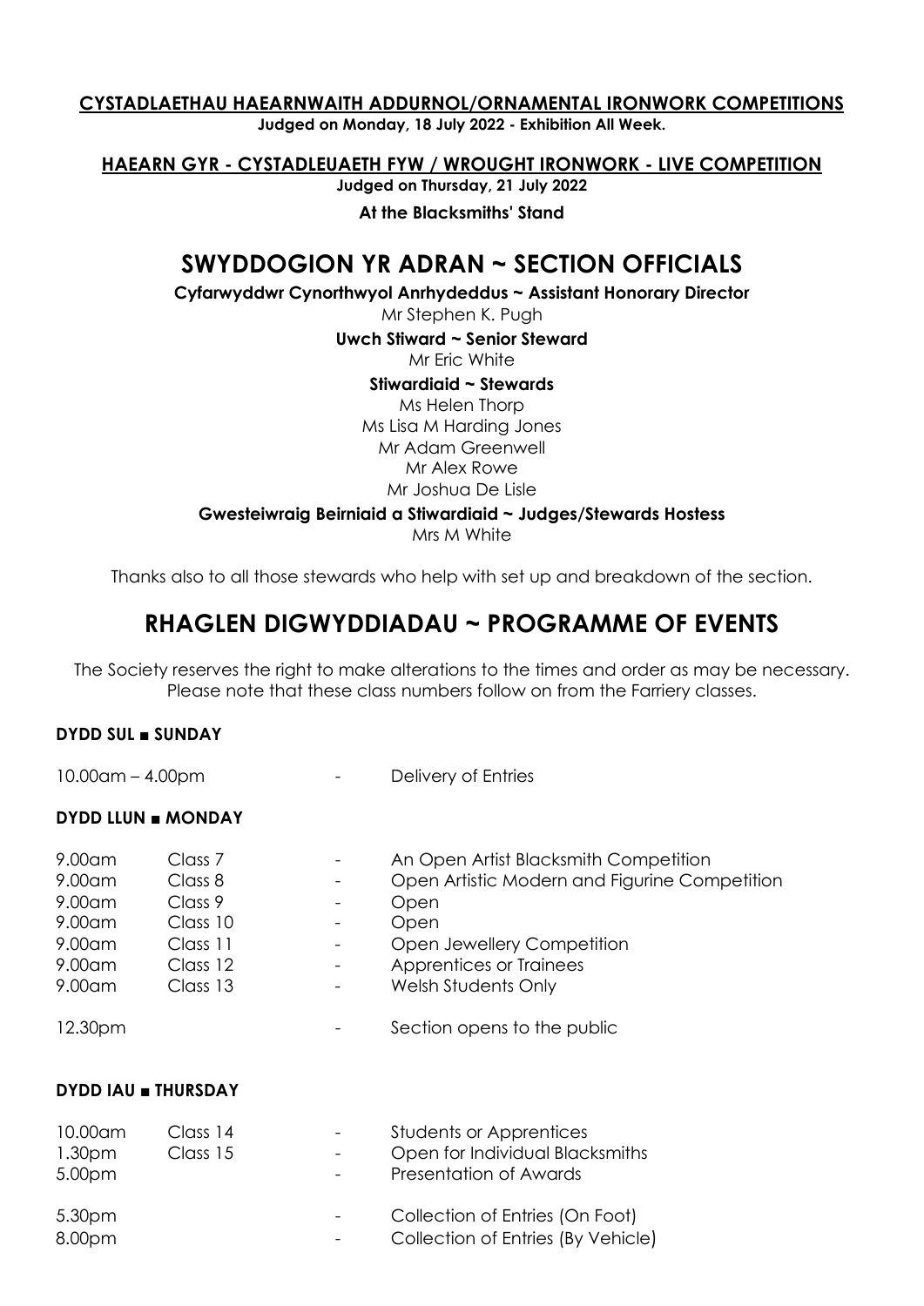**CYSTADLAETHAU HAEARNWAITH ADDURNOL/ORNAMENTAL IRONWORK COMPETITIONS**

**Judged on Monday, 18 July 2022 - Exhibition All Week.**

**HAEARN GYR - CYSTADLEUAETH FYW / WROUGHT IRONWORK - LIVE COMPETITION**

**Judged on Thursday, 21 July 2022**

**At the Blacksmiths' Stand**

# SWYDDOGION YR ADRAN ~ SECTION OFFICIALS

**Cyfarwyddwr Cynorthwyol Anrhydeddus ~ Assistant Honorary Director**

Mr Stephen K. Pugh

**Uwch Stiward ~ Senior Steward**

Mr Eric White

**Stiwardiaid ~ Stewards**

Ms Helen Thorp
Ms Lisa M Harding Jones
Mr Adam Greenwell
Mr Alex Rowe
Mr Joshua De Lisle

**Gwesteiwraig Beirniaid a Stiwardiaid ~ Judges/Stewards Hostess**

Mrs M White

Thanks also to all those stewards who help with set up and breakdown of the section.

# RHAGLEN DIGWYDDIADAU ~ PROGRAMME OF EVENTS

The Society reserves the right to make alterations to the times and order as may be necessary. Please note that these class numbers follow on from the Farriery classes.

**DYDD SUL ■ SUNDAY**

| | | | |
|---|---|---|---|
| 10.00am – 4.00pm | | - | Delivery of Entries |

**DYDD LLUN ■ MONDAY**

| | | | |
|---|---|---|---|
| 9.00am | Class 7 | - | An Open Artist Blacksmith Competition |
| 9.00am | Class 8 | - | Open Artistic Modern and Figurine Competition |
| 9.00am | Class 9 | - | Open |
| 9.00am | Class 10 | - | Open |
| 9.00am | Class 11 | - | Open Jewellery Competition |
| 9.00am | Class 12 | - | Apprentices or Trainees |
| 9.00am | Class 13 | - | Welsh Students Only |
| 12.30pm | | - | Section opens to the public |

**DYDD IAU ■ THURSDAY**

| | | | |
|---|---|---|---|
| 10.00am | Class 14 | - | Students or Apprentices |
| 1.30pm | Class 15 | - | Open for Individual Blacksmiths |
| 5.00pm | | - | Presentation of Awards |
| 5.30pm | | - | Collection of Entries (On Foot) |
| 8.00pm | | - | Collection of Entries (By Vehicle) |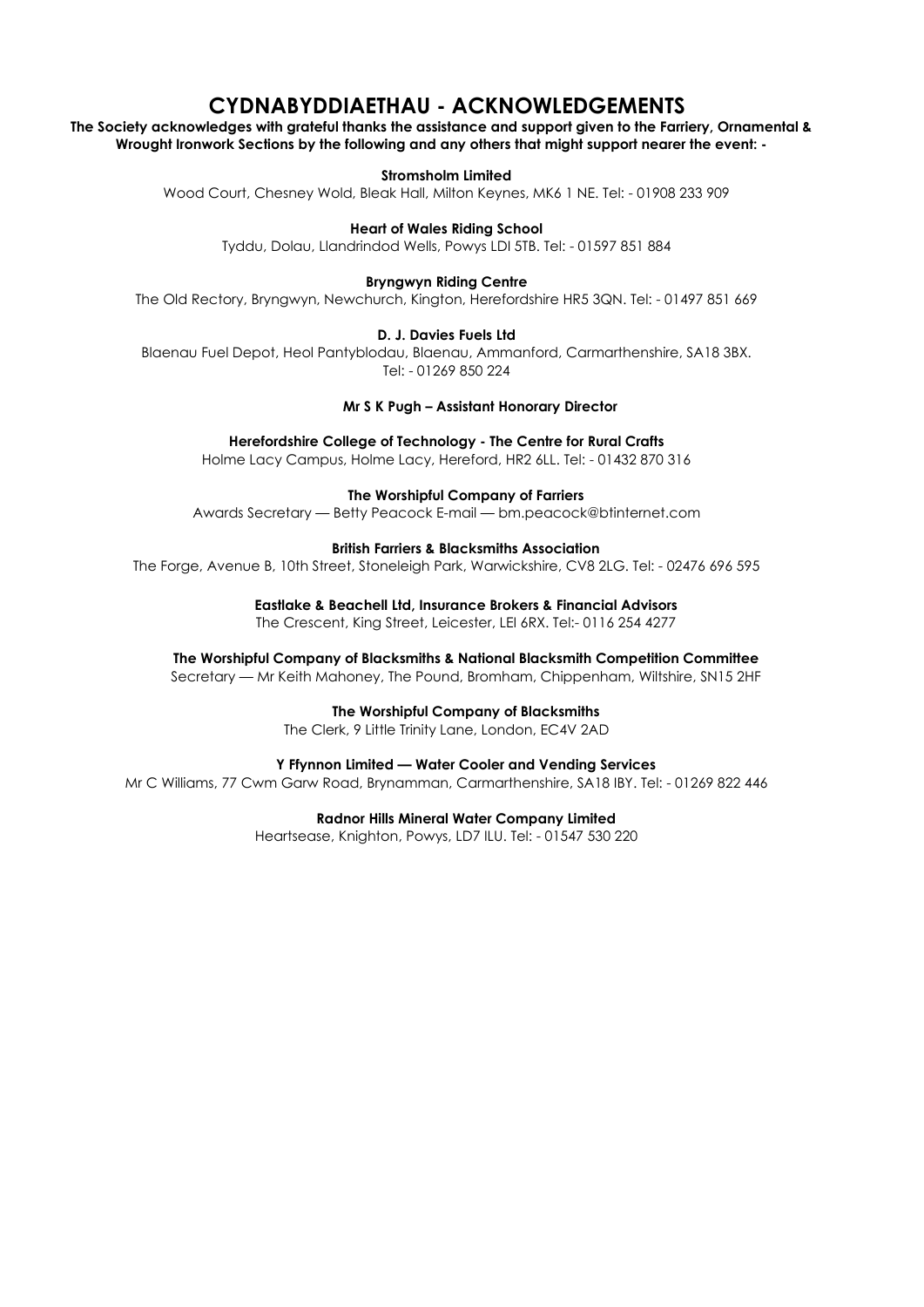# CYDNABYDDIAETHAU - ACKNOWLEDGEMENTS

**The Society acknowledges with grateful thanks the assistance and support given to the Farriery, Ornamental & Wrought Ironwork Sections by the following and any others that might support nearer the event: -**

**Stromsholm Limited**
Wood Court, Chesney Wold, Bleak Hall, Milton Keynes, MK6 1 NE. Tel: - 01908 233 909

**Heart of Wales Riding School**
Tyddu, Dolau, Llandrindod Wells, Powys LDI 5TB. Tel: - 01597 851 884

**Bryngwyn Riding Centre**
The Old Rectory, Bryngwyn, Newchurch, Kington, Herefordshire HR5 3QN. Tel: - 01497 851 669

**D. J. Davies Fuels Ltd**
Blaenau Fuel Depot, Heol Pantyblodau, Blaenau, Ammanford, Carmarthenshire, SA18 3BX.
Tel: - 01269 850 224

**Mr S K Pugh – Assistant Honorary Director**

**Herefordshire College of Technology - The Centre for Rural Crafts**
Holme Lacy Campus, Holme Lacy, Hereford, HR2 6LL. Tel: - 01432 870 316

**The Worshipful Company of Farriers**
Awards Secretary — Betty Peacock E-mail — bm.peacock@btinternet.com

**British Farriers & Blacksmiths Association**
The Forge, Avenue B, 10th Street, Stoneleigh Park, Warwickshire, CV8 2LG. Tel: - 02476 696 595

**Eastlake & Beachell Ltd, Insurance Brokers & Financial Advisors**
The Crescent, King Street, Leicester, LEI 6RX. Tel:- 0116 254 4277

**The Worshipful Company of Blacksmiths & National Blacksmith Competition Committee**
Secretary — Mr Keith Mahoney, The Pound, Bromham, Chippenham, Wiltshire, SN15 2HF

**The Worshipful Company of Blacksmiths**
The Clerk, 9 Little Trinity Lane, London, EC4V 2AD

**Y Ffynnon Limited — Water Cooler and Vending Services**
Mr C Williams, 77 Cwm Garw Road, Brynamman, Carmarthenshire, SA18 IBY. Tel: - 01269 822 446

**Radnor Hills Mineral Water Company Limited**
Heartsease, Knighton, Powys, LD7 ILU. Tel: - 01547 530 220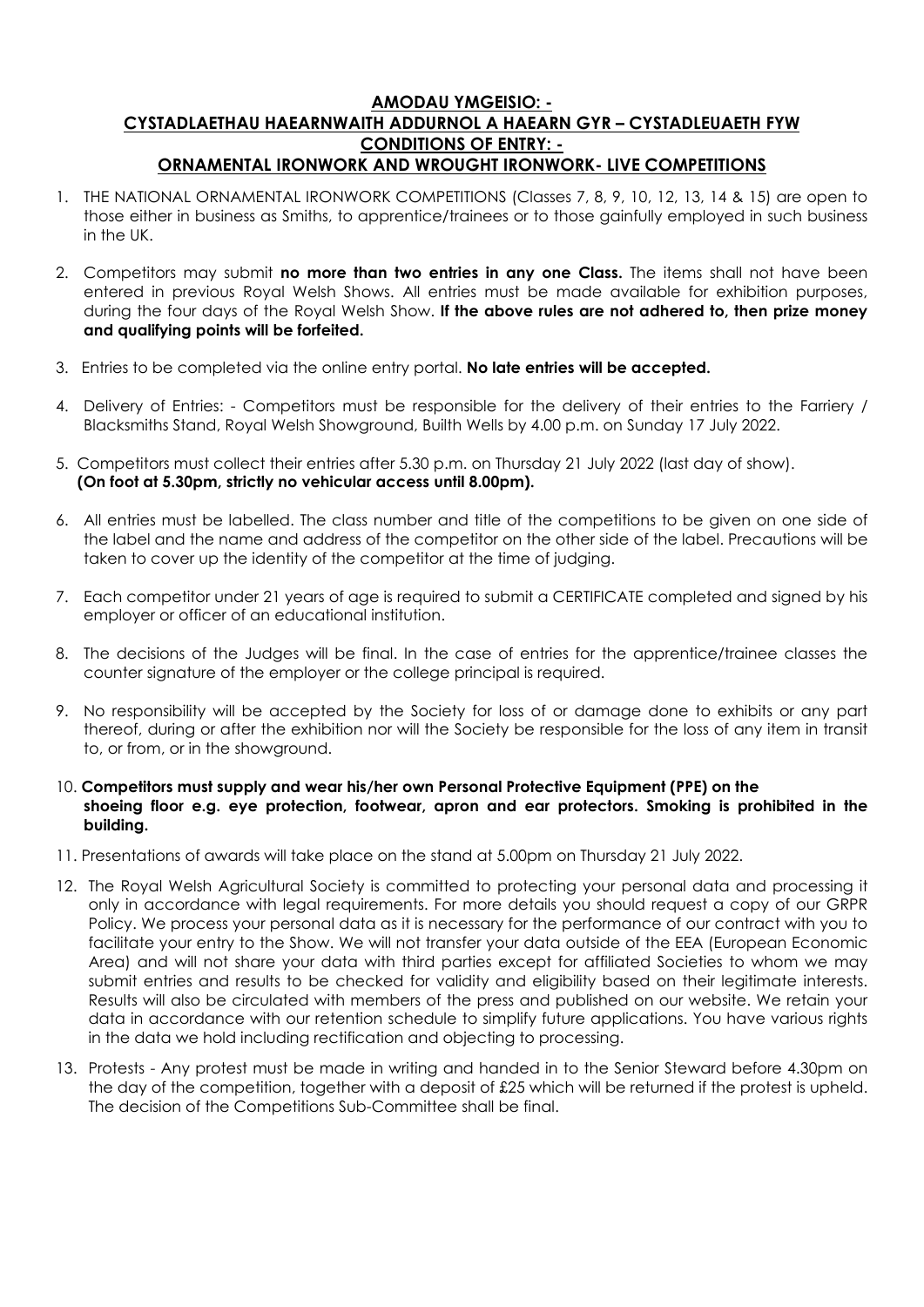## AMODAU YMGEISIO: -
## CYSTADLAETHAU HAEARNWAITH ADDURNOL A HAEARN GYR – CYSTADLEUAETH FYW
## CONDITIONS OF ENTRY: -
## ORNAMENTAL IRONWORK AND WROUGHT IRONWORK- LIVE COMPETITIONS

1. THE NATIONAL ORNAMENTAL IRONWORK COMPETITIONS (Classes 7, 8, 9, 10, 12, 13, 14 & 15) are open to those either in business as Smiths, to apprentice/trainees or to those gainfully employed in such business in the UK.

2. Competitors may submit **no more than two entries in any one Class.** The items shall not have been entered in previous Royal Welsh Shows. All entries must be made available for exhibition purposes, during the four days of the Royal Welsh Show. **If the above rules are not adhered to, then prize money and qualifying points will be forfeited.**

3. Entries to be completed via the online entry portal. **No late entries will be accepted.**

4. Delivery of Entries: - Competitors must be responsible for the delivery of their entries to the Farriery / Blacksmiths Stand, Royal Welsh Showground, Builth Wells by 4.00 p.m. on Sunday 17 July 2022.

5. Competitors must collect their entries after 5.30 p.m. on Thursday 21 July 2022 (last day of show). **(On foot at 5.30pm, strictly no vehicular access until 8.00pm).**

6. All entries must be labelled. The class number and title of the competitions to be given on one side of the label and the name and address of the competitor on the other side of the label. Precautions will be taken to cover up the identity of the competitor at the time of judging.

7. Each competitor under 21 years of age is required to submit a CERTIFICATE completed and signed by his employer or officer of an educational institution.

8. The decisions of the Judges will be final. In the case of entries for the apprentice/trainee classes the counter signature of the employer or the college principal is required.

9. No responsibility will be accepted by the Society for loss of or damage done to exhibits or any part thereof, during or after the exhibition nor will the Society be responsible for the loss of any item in transit to, or from, or in the showground.

10. **Competitors must supply and wear his/her own Personal Protective Equipment (PPE) on the shoeing floor e.g. eye protection, footwear, apron and ear protectors. Smoking is prohibited in the building.**

11. Presentations of awards will take place on the stand at 5.00pm on Thursday 21 July 2022.

12. The Royal Welsh Agricultural Society is committed to protecting your personal data and processing it only in accordance with legal requirements. For more details you should request a copy of our GRPR Policy. We process your personal data as it is necessary for the performance of our contract with you to facilitate your entry to the Show. We will not transfer your data outside of the EEA (European Economic Area) and will not share your data with third parties except for affiliated Societies to whom we may submit entries and results to be checked for validity and eligibility based on their legitimate interests. Results will also be circulated with members of the press and published on our website. We retain your data in accordance with our retention schedule to simplify future applications. You have various rights in the data we hold including rectification and objecting to processing.

13. Protests - Any protest must be made in writing and handed in to the Senior Steward before 4.30pm on the day of the competition, together with a deposit of £25 which will be returned if the protest is upheld. The decision of the Competitions Sub-Committee shall be final.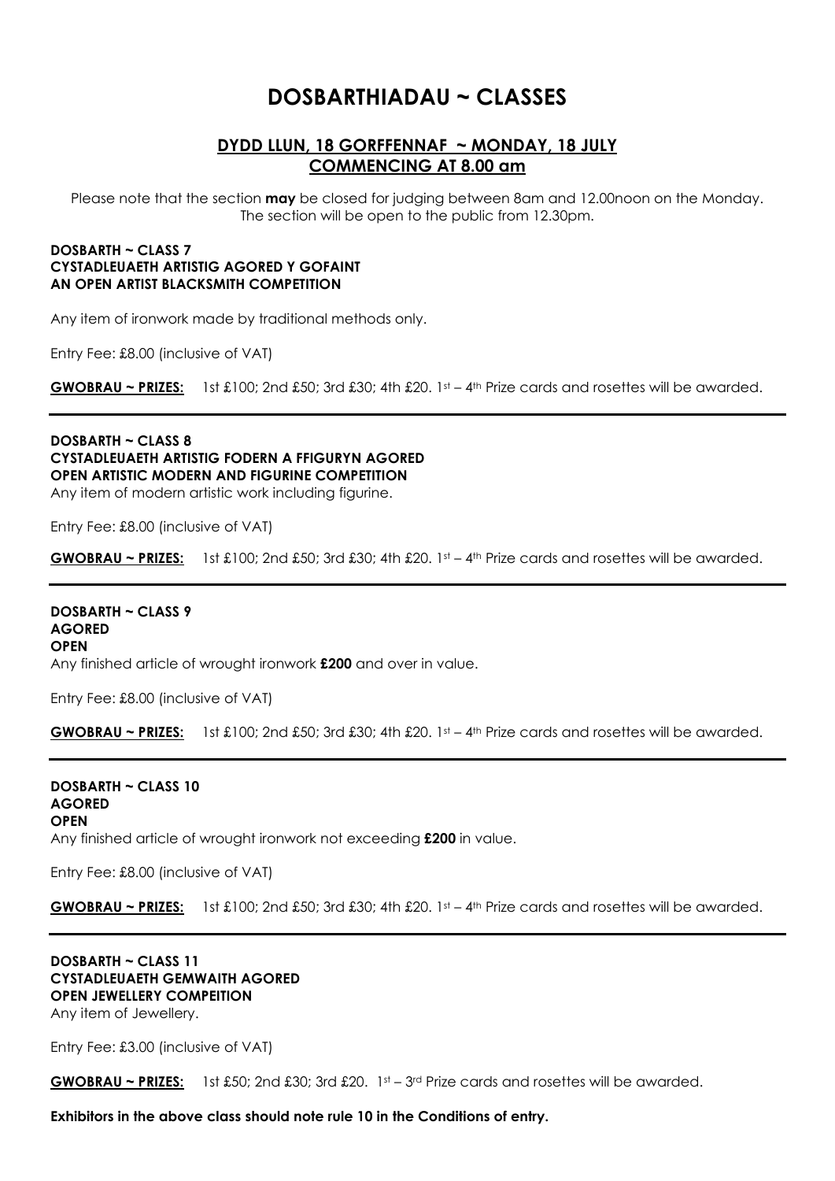# DOSBARTHIADAU ~ CLASSES

## DYDD LLUN, 18 GORFFENNAF ~ MONDAY, 18 JULY COMMENCING AT 8.00 am

Please note that the section **may** be closed for judging between 8am and 12.00noon on the Monday. The section will be open to the public from 12.30pm.

**DOSBARTH ~ CLASS 7**
**CYSTADLEUAETH ARTISTIG AGORED Y GOFAINT**
**AN OPEN ARTIST BLACKSMITH COMPETITION**

Any item of ironwork made by traditional methods only.

Entry Fee: £8.00 (inclusive of VAT)

**GWOBRAU ~ PRIZES:** 1st £100; 2nd £50; 3rd £30; 4th £20. 1st – 4th Prize cards and rosettes will be awarded.

---

**DOSBARTH ~ CLASS 8**
**CYSTADLEUAETH ARTISTIG FODERN A FFIGURYN AGORED**
**OPEN ARTISTIC MODERN AND FIGURINE COMPETITION**
Any item of modern artistic work including figurine.

Entry Fee: £8.00 (inclusive of VAT)

**GWOBRAU ~ PRIZES:** 1st £100; 2nd £50; 3rd £30; 4th £20. 1st – 4th Prize cards and rosettes will be awarded.

---

**DOSBARTH ~ CLASS 9**
**AGORED**
**OPEN**
Any finished article of wrought ironwork **£200** and over in value.

Entry Fee: £8.00 (inclusive of VAT)

**GWOBRAU ~ PRIZES:** 1st £100; 2nd £50; 3rd £30; 4th £20. 1st – 4th Prize cards and rosettes will be awarded.

---

**DOSBARTH ~ CLASS 10**
**AGORED**
**OPEN**
Any finished article of wrought ironwork not exceeding **£200** in value.

Entry Fee: £8.00 (inclusive of VAT)

**GWOBRAU ~ PRIZES:** 1st £100; 2nd £50; 3rd £30; 4th £20. 1st – 4th Prize cards and rosettes will be awarded.

---

**DOSBARTH ~ CLASS 11**
**CYSTADLEUAETH GEMWAITH AGORED**
**OPEN JEWELLERY COMPEITION**
Any item of Jewellery.

Entry Fee: £3.00 (inclusive of VAT)

**GWOBRAU ~ PRIZES:** 1st £50; 2nd £30; 3rd £20. 1st – 3rd Prize cards and rosettes will be awarded.

**Exhibitors in the above class should note rule 10 in the Conditions of entry.**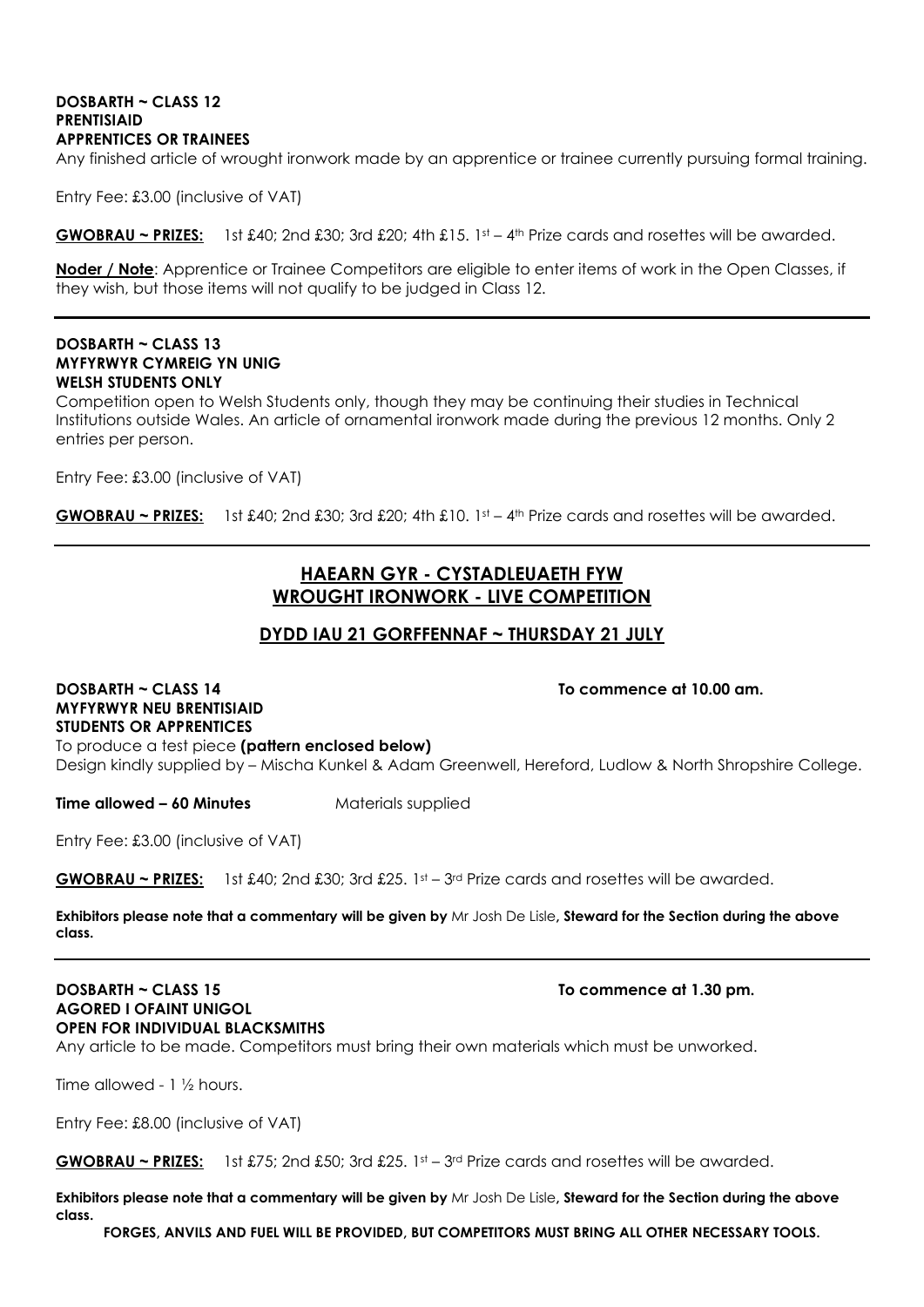**DOSBARTH ~ CLASS 12**
**PRENTISIAID**
**APPRENTICES OR TRAINEES**

Any finished article of wrought ironwork made by an apprentice or trainee currently pursuing formal training.

Entry Fee: £3.00 (inclusive of VAT)

**GWOBRAU ~ PRIZES:** 1st £40; 2nd £30; 3rd £20; 4th £15. 1st – 4th Prize cards and rosettes will be awarded.

**Noder / Note**: Apprentice or Trainee Competitors are eligible to enter items of work in the Open Classes, if they wish, but those items will not qualify to be judged in Class 12.

---

**DOSBARTH ~ CLASS 13**
**MYFYRWYR CYMREIG YN UNIG**
**WELSH STUDENTS ONLY**

Competition open to Welsh Students only, though they may be continuing their studies in Technical Institutions outside Wales. An article of ornamental ironwork made during the previous 12 months. Only 2 entries per person.

Entry Fee: £3.00 (inclusive of VAT)

**GWOBRAU ~ PRIZES:** 1st £40; 2nd £30; 3rd £20; 4th £10. 1st – 4th Prize cards and rosettes will be awarded.

---

## HAEARN GYR - CYSTADLEUAETH FYW
## WROUGHT IRONWORK - LIVE COMPETITION

### DYDD IAU 21 GORFFENNAF ~ THURSDAY 21 JULY

**DOSBARTH ~ CLASS 14** **To commence at 10.00 am.**
**MYFYRWYR NEU BRENTISIAID**
**STUDENTS OR APPRENTICES**

To produce a test piece **(pattern enclosed below)**
Design kindly supplied by – Mischa Kunkel & Adam Greenwell, Hereford, Ludlow & North Shropshire College.

**Time allowed – 60 Minutes** Materials supplied

Entry Fee: £3.00 (inclusive of VAT)

**GWOBRAU ~ PRIZES:** 1st £40; 2nd £30; 3rd £25. 1st – 3rd Prize cards and rosettes will be awarded.

**Exhibitors please note that a commentary will be given by** Mr Josh De Lisle**, Steward for the Section during the above class.**

---

**DOSBARTH ~ CLASS 15** **To commence at 1.30 pm.**
**AGORED I OFAINT UNIGOL**
**OPEN FOR INDIVIDUAL BLACKSMITHS**

Any article to be made. Competitors must bring their own materials which must be unworked.

Time allowed - 1 ½ hours.

Entry Fee: £8.00 (inclusive of VAT)

**GWOBRAU ~ PRIZES:** 1st £75; 2nd £50; 3rd £25. 1st – 3rd Prize cards and rosettes will be awarded.

**Exhibitors please note that a commentary will be given by** Mr Josh De Lisle**, Steward for the Section during the above class.**

**FORGES, ANVILS AND FUEL WILL BE PROVIDED, BUT COMPETITORS MUST BRING ALL OTHER NECESSARY TOOLS.**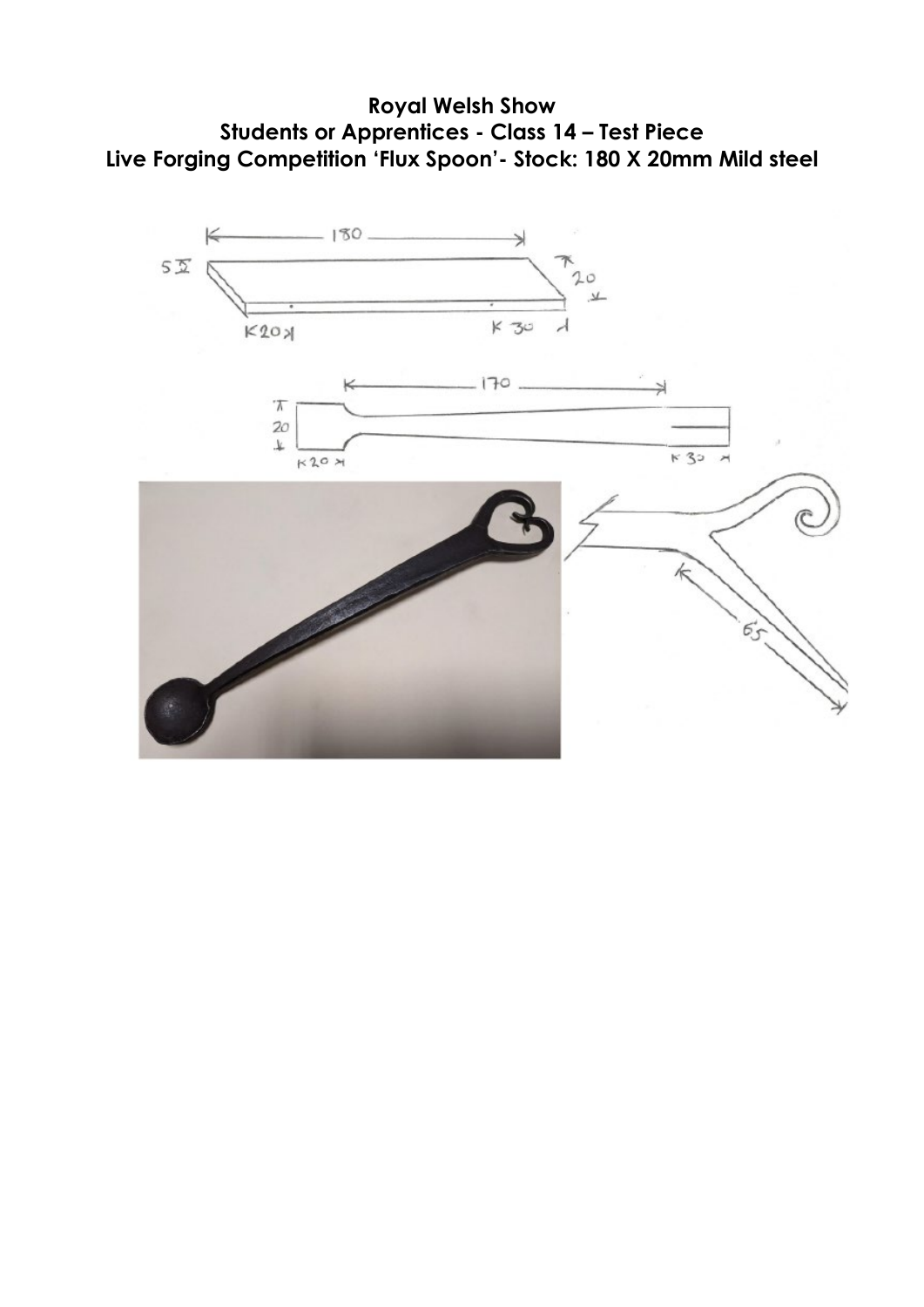**Royal Welsh Show**
**Students or Apprentices - Class 14 – Test Piece**
**Live Forging Competition 'Flux Spoon'- Stock: 180 X 20mm Mild steel**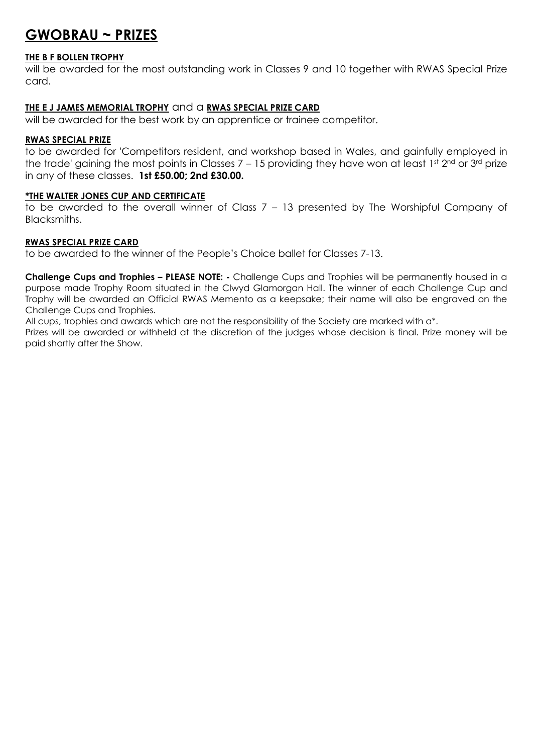# GWOBRAU ~ PRIZES

**THE B F BOLLEN TROPHY**

will be awarded for the most outstanding work in Classes 9 and 10 together with RWAS Special Prize card.

**THE E J JAMES MEMORIAL TROPHY** and a **RWAS SPECIAL PRIZE CARD**

will be awarded for the best work by an apprentice or trainee competitor.

**RWAS SPECIAL PRIZE**

to be awarded for 'Competitors resident, and workshop based in Wales, and gainfully employed in the trade' gaining the most points in Classes 7 – 15 providing they have won at least 1st 2nd or 3rd prize in any of these classes. **1st £50.00; 2nd £30.00.**

**\*THE WALTER JONES CUP AND CERTIFICATE**

to be awarded to the overall winner of Class 7 – 13 presented by The Worshipful Company of Blacksmiths.

**RWAS SPECIAL PRIZE CARD**

to be awarded to the winner of the People's Choice ballet for Classes 7-13.

**Challenge Cups and Trophies – PLEASE NOTE: -** Challenge Cups and Trophies will be permanently housed in a purpose made Trophy Room situated in the Clwyd Glamorgan Hall. The winner of each Challenge Cup and Trophy will be awarded an Official RWAS Memento as a keepsake; their name will also be engraved on the Challenge Cups and Trophies.

All cups, trophies and awards which are not the responsibility of the Society are marked with a*.

Prizes will be awarded or withheld at the discretion of the judges whose decision is final. Prize money will be paid shortly after the Show.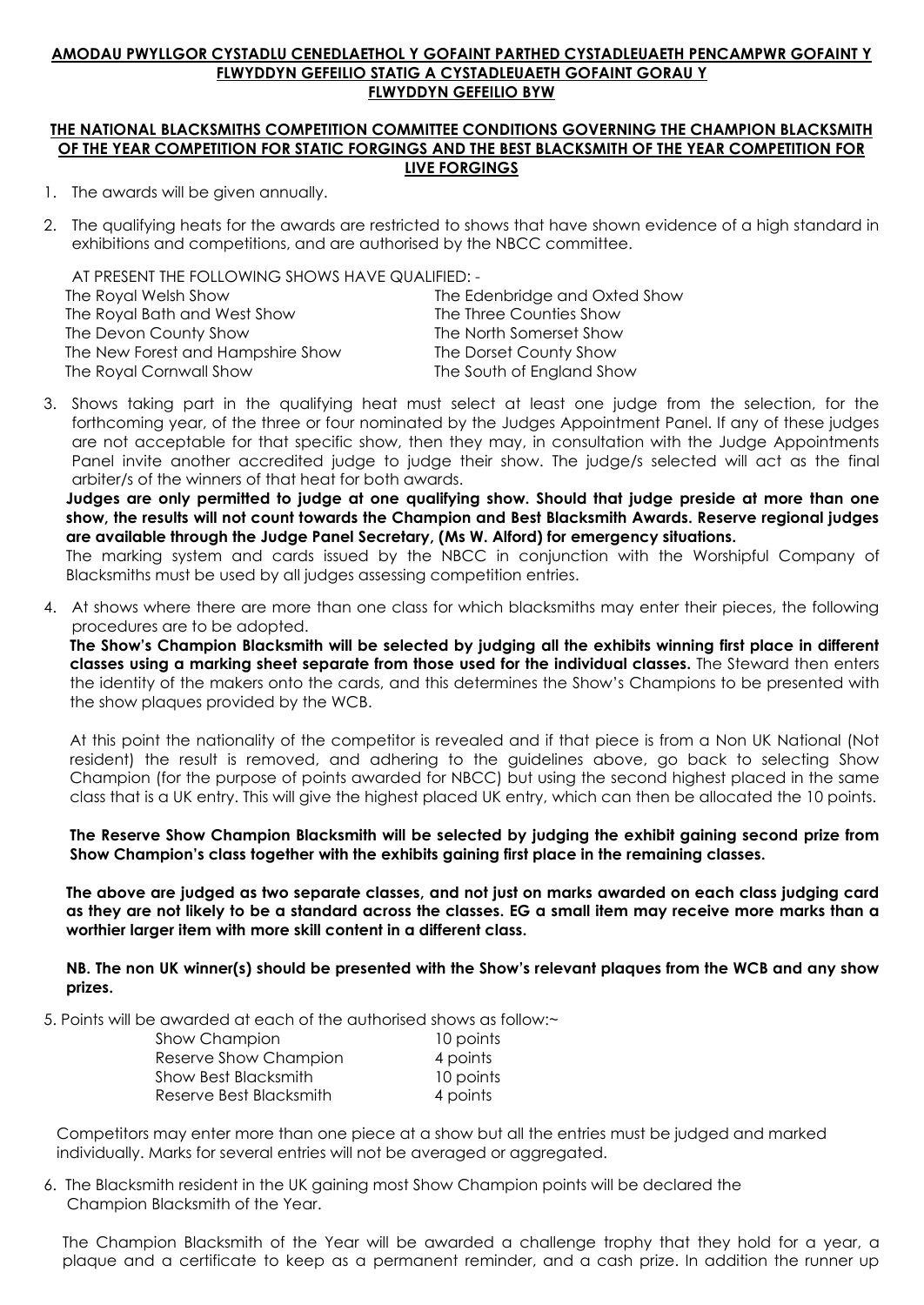**AMODAU PWYLLGOR CYSTADLU CENEDLAETHOL Y GOFAINT PARTHED CYSTADLEUAETH PENCAMPWR GOFAINT Y FLWYDDYN GEFEILIO STATIG A CYSTADLEUAETH GOFAINT GORAU Y FLWYDDYN GEFEILIO BYW**

**THE NATIONAL BLACKSMITHS COMPETITION COMMITTEE CONDITIONS GOVERNING THE CHAMPION BLACKSMITH OF THE YEAR COMPETITION FOR STATIC FORGINGS AND THE BEST BLACKSMITH OF THE YEAR COMPETITION FOR LIVE FORGINGS**

1. The awards will be given annually.

2. The qualifying heats for the awards are restricted to shows that have shown evidence of a high standard in exhibitions and competitions, and are authorised by the NBCC committee.

   AT PRESENT THE FOLLOWING SHOWS HAVE QUALIFIED: -

   The Royal Welsh Show
   The Royal Bath and West Show
   The Devon County Show
   The New Forest and Hampshire Show
   The Royal Cornwall Show
   The Edenbridge and Oxted Show
   The Three Counties Show
   The North Somerset Show
   The Dorset County Show
   The South of England Show

3. Shows taking part in the qualifying heat must select at least one judge from the selection, for the forthcoming year, of the three or four nominated by the Judges Appointment Panel. If any of these judges are not acceptable for that specific show, then they may, in consultation with the Judge Appointments Panel invite another accredited judge to judge their show. The judge/s selected will act as the final arbiter/s of the winners of that heat for both awards.

   **Judges are only permitted to judge at one qualifying show. Should that judge preside at more than one show, the results will not count towards the Champion and Best Blacksmith Awards. Reserve regional judges are available through the Judge Panel Secretary, (Ms W. Alford) for emergency situations.**

   The marking system and cards issued by the NBCC in conjunction with the Worshipful Company of Blacksmiths must be used by all judges assessing competition entries.

4. At shows where there are more than one class for which blacksmiths may enter their pieces, the following procedures are to be adopted.

   **The Show's Champion Blacksmith will be selected by judging all the exhibits winning first place in different classes using a marking sheet separate from those used for the individual classes.** The Steward then enters the identity of the makers onto the cards, and this determines the Show's Champions to be presented with the show plaques provided by the WCB.

   At this point the nationality of the competitor is revealed and if that piece is from a Non UK National (Not resident) the result is removed, and adhering to the guidelines above, go back to selecting Show Champion (for the purpose of points awarded for NBCC) but using the second highest placed in the same class that is a UK entry. This will give the highest placed UK entry, which can then be allocated the 10 points.

   **The Reserve Show Champion Blacksmith will be selected by judging the exhibit gaining second prize from Show Champion's class together with the exhibits gaining first place in the remaining classes.**

   **The above are judged as two separate classes, and not just on marks awarded on each class judging card as they are not likely to be a standard across the classes. EG a small item may receive more marks than a worthier larger item with more skill content in a different class.**

   **NB. The non UK winner(s) should be presented with the Show's relevant plaques from the WCB and any show prizes.**

5. Points will be awarded at each of the authorised shows as follow:~

| | |
|---|---|
| Show Champion | 10 points |
| Reserve Show Champion | 4 points |
| Show Best Blacksmith | 10 points |
| Reserve Best Blacksmith | 4 points |

   Competitors may enter more than one piece at a show but all the entries must be judged and marked individually. Marks for several entries will not be averaged or aggregated.

6. The Blacksmith resident in the UK gaining most Show Champion points will be declared the Champion Blacksmith of the Year.

   The Champion Blacksmith of the Year will be awarded a challenge trophy that they hold for a year, a plaque and a certificate to keep as a permanent reminder, and a cash prize. In addition the runner up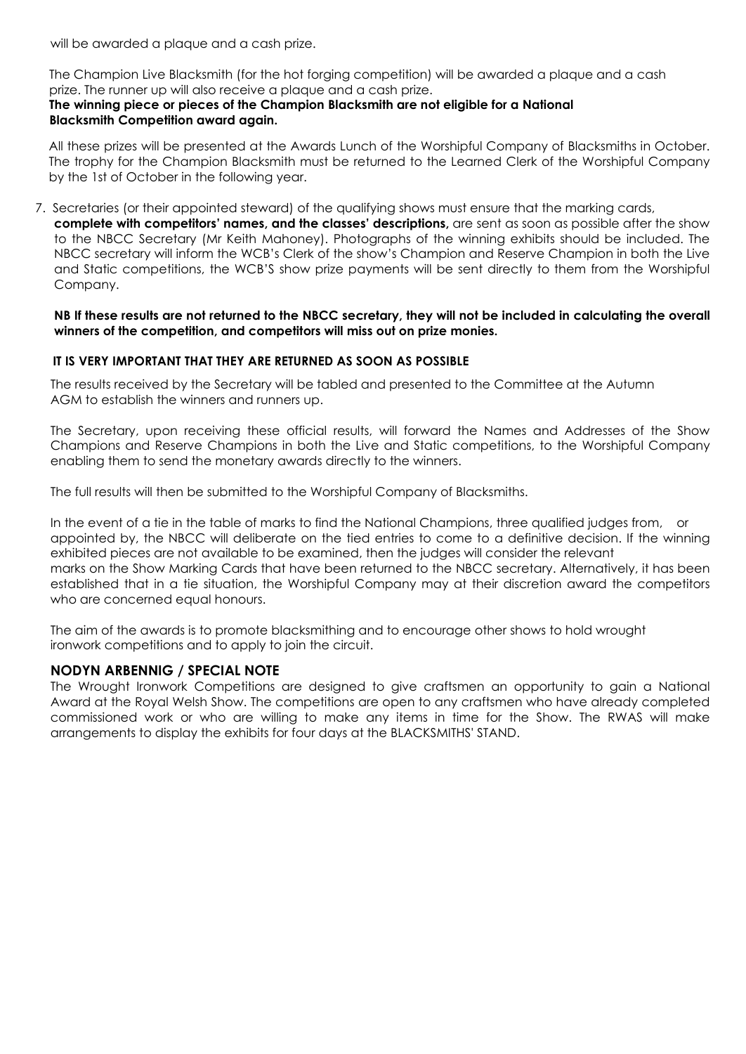will be awarded a plaque and a cash prize.

The Champion Live Blacksmith (for the hot forging competition) will be awarded a plaque and a cash prize. The runner up will also receive a plaque and a cash prize.
**The winning piece or pieces of the Champion Blacksmith are not eligible for a National Blacksmith Competition award again.**

All these prizes will be presented at the Awards Lunch of the Worshipful Company of Blacksmiths in October. The trophy for the Champion Blacksmith must be returned to the Learned Clerk of the Worshipful Company by the 1st of October in the following year.

7. Secretaries (or their appointed steward) of the qualifying shows must ensure that the marking cards, **complete with competitors' names, and the classes' descriptions,** are sent as soon as possible after the show to the NBCC Secretary (Mr Keith Mahoney). Photographs of the winning exhibits should be included. The NBCC secretary will inform the WCB's Clerk of the show's Champion and Reserve Champion in both the Live and Static competitions, the WCB'S show prize payments will be sent directly to them from the Worshipful Company.

**NB If these results are not returned to the NBCC secretary, they will not be included in calculating the overall winners of the competition, and competitors will miss out on prize monies.**

**IT IS VERY IMPORTANT THAT THEY ARE RETURNED AS SOON AS POSSIBLE**

The results received by the Secretary will be tabled and presented to the Committee at the Autumn AGM to establish the winners and runners up.

The Secretary, upon receiving these official results, will forward the Names and Addresses of the Show Champions and Reserve Champions in both the Live and Static competitions, to the Worshipful Company enabling them to send the monetary awards directly to the winners.

The full results will then be submitted to the Worshipful Company of Blacksmiths.

In the event of a tie in the table of marks to find the National Champions, three qualified judges from, or appointed by, the NBCC will deliberate on the tied entries to come to a definitive decision. If the winning exhibited pieces are not available to be examined, then the judges will consider the relevant marks on the Show Marking Cards that have been returned to the NBCC secretary. Alternatively, it has been established that in a tie situation, the Worshipful Company may at their discretion award the competitors who are concerned equal honours.

The aim of the awards is to promote blacksmithing and to encourage other shows to hold wrought ironwork competitions and to apply to join the circuit.

## NODYN ARBENNIG / SPECIAL NOTE

The Wrought Ironwork Competitions are designed to give craftsmen an opportunity to gain a National Award at the Royal Welsh Show. The competitions are open to any craftsmen who have already completed commissioned work or who are willing to make any items in time for the Show. The RWAS will make arrangements to display the exhibits for four days at the BLACKSMITHS' STAND.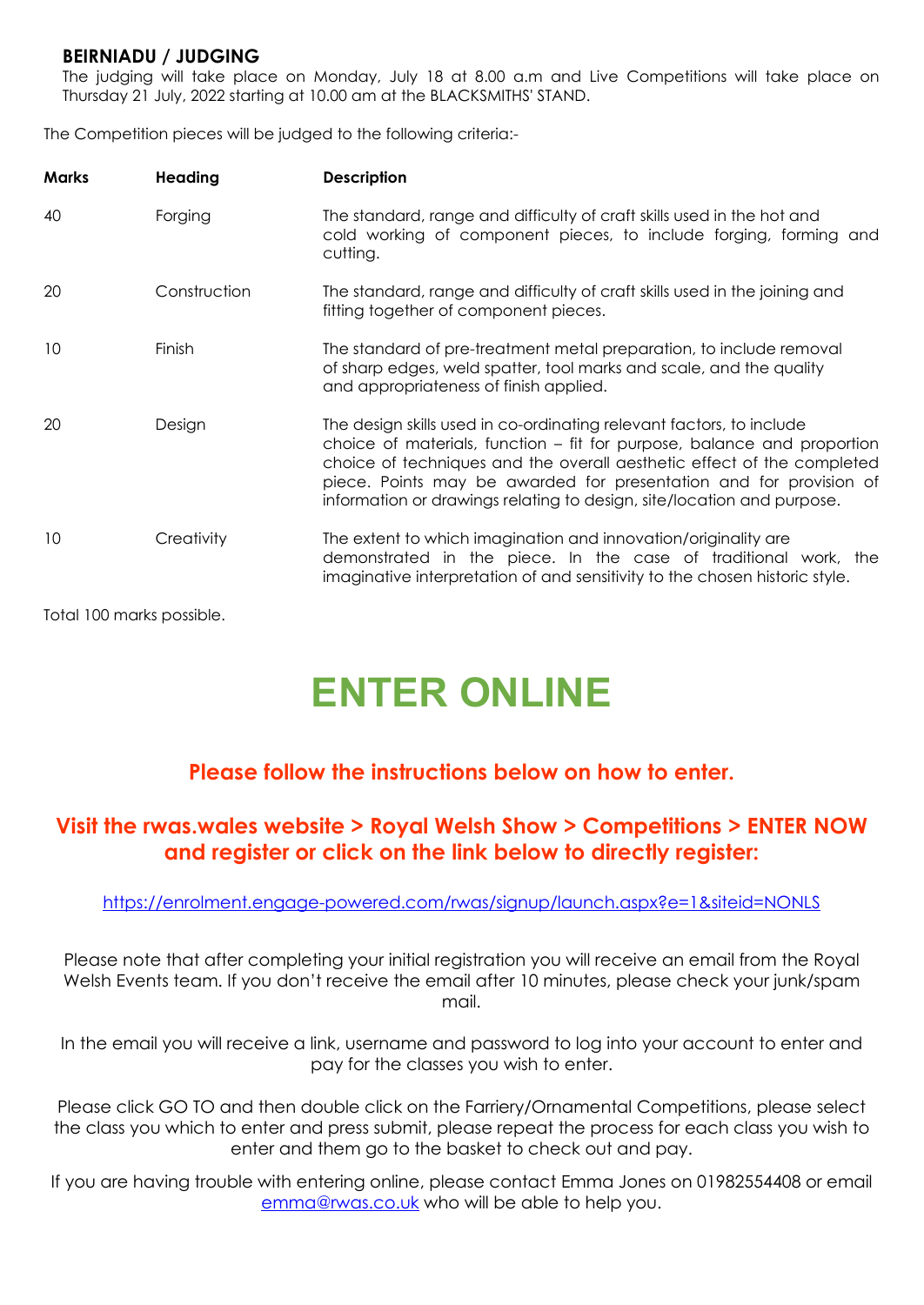### BEIRNIADU / JUDGING

The judging will take place on Monday, July 18 at 8.00 a.m and Live Competitions will take place on Thursday 21 July, 2022 starting at 10.00 am at the BLACKSMITHS' STAND.

The Competition pieces will be judged to the following criteria:-

| Marks | Heading | Description |
|---|---|---|
| 40 | Forging | The standard, range and difficulty of craft skills used in the hot and cold working of component pieces, to include forging, forming and cutting. |
| 20 | Construction | The standard, range and difficulty of craft skills used in the joining and fitting together of component pieces. |
| 10 | Finish | The standard of pre-treatment metal preparation, to include removal of sharp edges, weld spatter, tool marks and scale, and the quality and appropriateness of finish applied. |
| 20 | Design | The design skills used in co-ordinating relevant factors, to include choice of materials, function – fit for purpose, balance and proportion choice of techniques and the overall aesthetic effect of the completed piece. Points may be awarded for presentation and for provision of information or drawings relating to design, site/location and purpose. |
| 10 | Creativity | The extent to which imagination and innovation/originality are demonstrated in the piece. In the case of traditional work, the imaginative interpretation of and sensitivity to the chosen historic style. |

Total 100 marks possible.

# ENTER ONLINE

**Please follow the instructions below on how to enter.**

**Visit the rwas.wales website > Royal Welsh Show > Competitions > ENTER NOW and register or click on the link below to directly register:**

https://enrolment.engage-powered.com/rwas/signup/launch.aspx?e=1&siteid=NONLS

Please note that after completing your initial registration you will receive an email from the Royal Welsh Events team. If you don't receive the email after 10 minutes, please check your junk/spam mail.

In the email you will receive a link, username and password to log into your account to enter and pay for the classes you wish to enter.

Please click GO TO and then double click on the Farriery/Ornamental Competitions, please select the class you which to enter and press submit, please repeat the process for each class you wish to enter and them go to the basket to check out and pay.

If you are having trouble with entering online, please contact Emma Jones on 01982554408 or email emma@rwas.co.uk who will be able to help you.